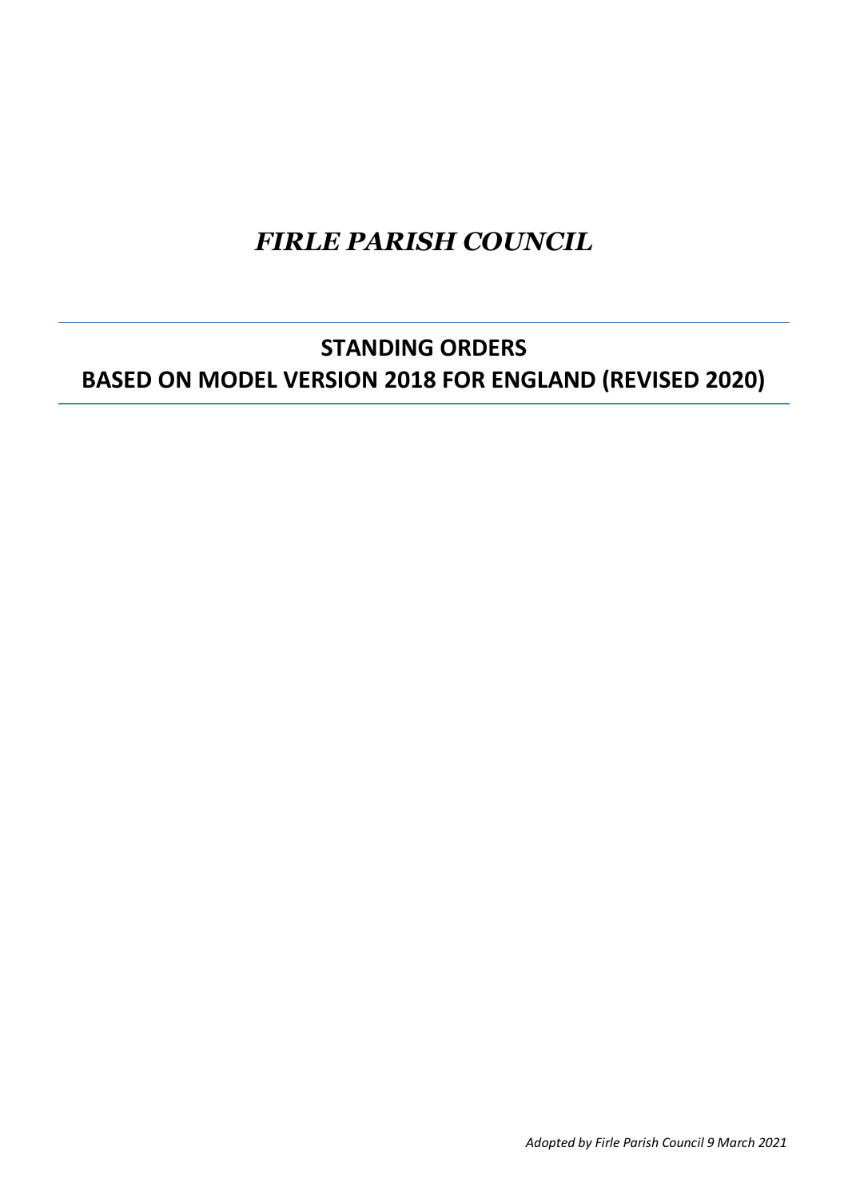# *FIRLE PARISH COUNCIL*

## STANDING ORDERS
## BASED ON MODEL VERSION 2018 FOR ENGLAND (REVISED 2020)

*Adopted by Firle Parish Council 9 March 2021*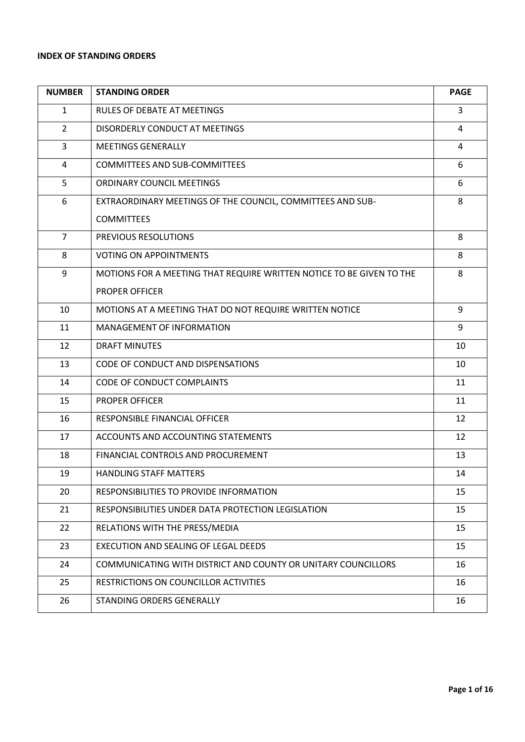**INDEX OF STANDING ORDERS**

| NUMBER | STANDING ORDER | PAGE |
|---|---|---|
| 1 | RULES OF DEBATE AT MEETINGS | 3 |
| 2 | DISORDERLY CONDUCT AT MEETINGS | 4 |
| 3 | MEETINGS GENERALLY | 4 |
| 4 | COMMITTEES AND SUB-COMMITTEES | 6 |
| 5 | ORDINARY COUNCIL MEETINGS | 6 |
| 6 | EXTRAORDINARY MEETINGS OF THE COUNCIL, COMMITTEES AND SUB-COMMITTEES | 8 |
| 7 | PREVIOUS RESOLUTIONS | 8 |
| 8 | VOTING ON APPOINTMENTS | 8 |
| 9 | MOTIONS FOR A MEETING THAT REQUIRE WRITTEN NOTICE TO BE GIVEN TO THE PROPER OFFICER | 8 |
| 10 | MOTIONS AT A MEETING THAT DO NOT REQUIRE WRITTEN NOTICE | 9 |
| 11 | MANAGEMENT OF INFORMATION | 9 |
| 12 | DRAFT MINUTES | 10 |
| 13 | CODE OF CONDUCT AND DISPENSATIONS | 10 |
| 14 | CODE OF CONDUCT COMPLAINTS | 11 |
| 15 | PROPER OFFICER | 11 |
| 16 | RESPONSIBLE FINANCIAL OFFICER | 12 |
| 17 | ACCOUNTS AND ACCOUNTING STATEMENTS | 12 |
| 18 | FINANCIAL CONTROLS AND PROCUREMENT | 13 |
| 19 | HANDLING STAFF MATTERS | 14 |
| 20 | RESPONSIBILITIES TO PROVIDE INFORMATION | 15 |
| 21 | RESPONSIBILITIES UNDER DATA PROTECTION LEGISLATION | 15 |
| 22 | RELATIONS WITH THE PRESS/MEDIA | 15 |
| 23 | EXECUTION AND SEALING OF LEGAL DEEDS | 15 |
| 24 | COMMUNICATING WITH DISTRICT AND COUNTY OR UNITARY COUNCILLORS | 16 |
| 25 | RESTRICTIONS ON COUNCILLOR ACTIVITIES | 16 |
| 26 | STANDING ORDERS GENERALLY | 16 |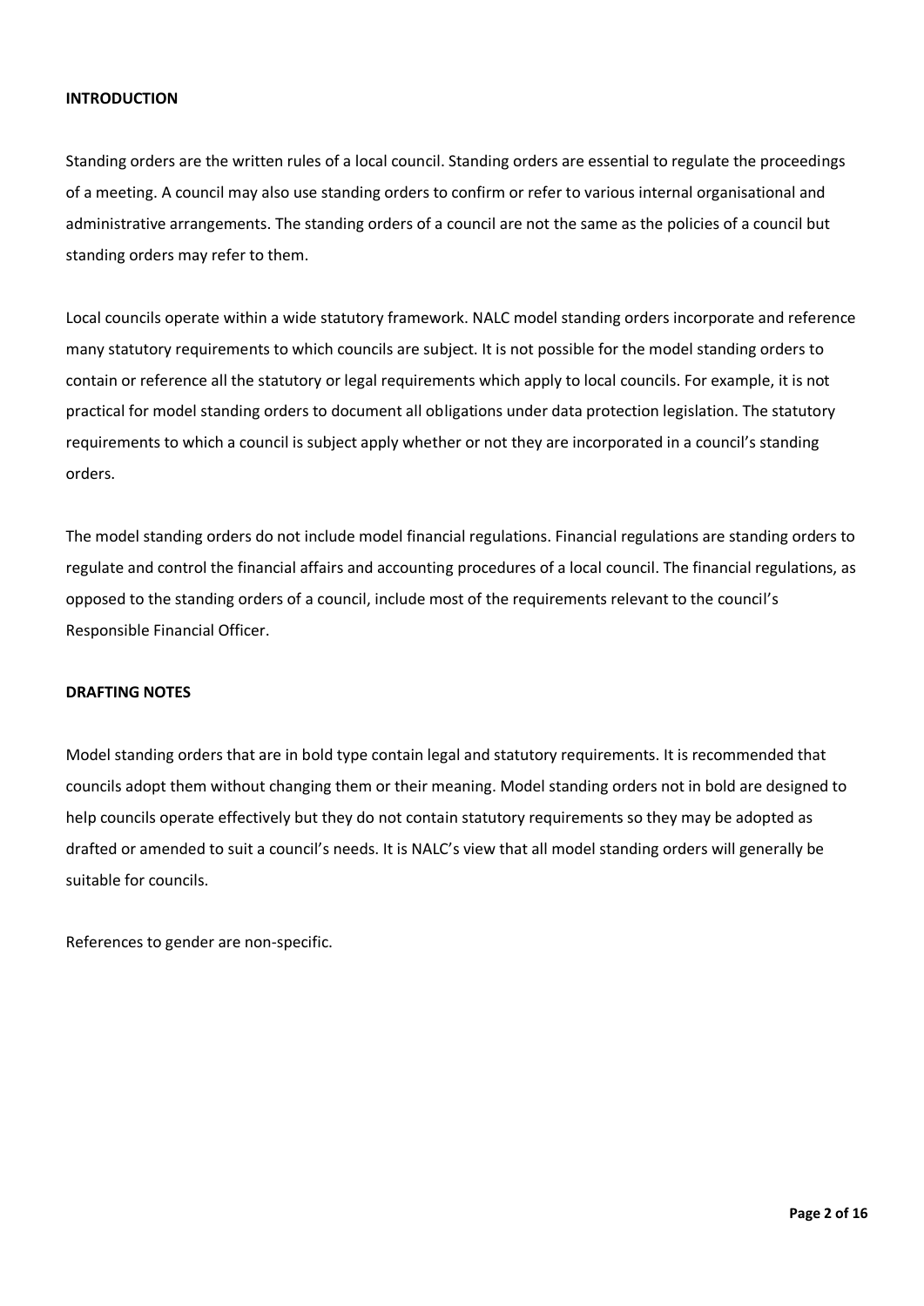## INTRODUCTION

Standing orders are the written rules of a local council. Standing orders are essential to regulate the proceedings of a meeting. A council may also use standing orders to confirm or refer to various internal organisational and administrative arrangements. The standing orders of a council are not the same as the policies of a council but standing orders may refer to them.

Local councils operate within a wide statutory framework. NALC model standing orders incorporate and reference many statutory requirements to which councils are subject. It is not possible for the model standing orders to contain or reference all the statutory or legal requirements which apply to local councils. For example, it is not practical for model standing orders to document all obligations under data protection legislation. The statutory requirements to which a council is subject apply whether or not they are incorporated in a council's standing orders.

The model standing orders do not include model financial regulations. Financial regulations are standing orders to regulate and control the financial affairs and accounting procedures of a local council. The financial regulations, as opposed to the standing orders of a council, include most of the requirements relevant to the council's Responsible Financial Officer.

## DRAFTING NOTES

Model standing orders that are in bold type contain legal and statutory requirements. It is recommended that councils adopt them without changing them or their meaning. Model standing orders not in bold are designed to help councils operate effectively but they do not contain statutory requirements so they may be adopted as drafted or amended to suit a council's needs. It is NALC's view that all model standing orders will generally be suitable for councils.

References to gender are non-specific.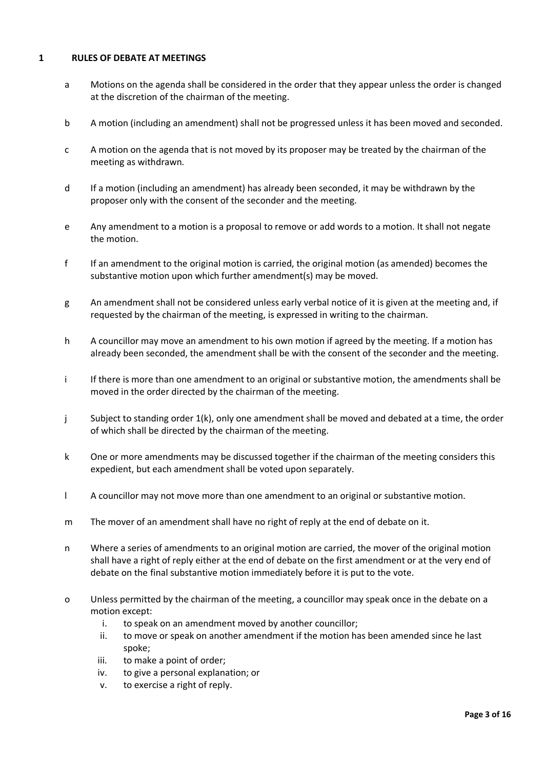## 1 RULES OF DEBATE AT MEETINGS

a. Motions on the agenda shall be considered in the order that they appear unless the order is changed at the discretion of the chairman of the meeting.

b. A motion (including an amendment) shall not be progressed unless it has been moved and seconded.

c. A motion on the agenda that is not moved by its proposer may be treated by the chairman of the meeting as withdrawn.

d. If a motion (including an amendment) has already been seconded, it may be withdrawn by the proposer only with the consent of the seconder and the meeting.

e. Any amendment to a motion is a proposal to remove or add words to a motion. It shall not negate the motion.

f. If an amendment to the original motion is carried, the original motion (as amended) becomes the substantive motion upon which further amendment(s) may be moved.

g. An amendment shall not be considered unless early verbal notice of it is given at the meeting and, if requested by the chairman of the meeting, is expressed in writing to the chairman.

h. A councillor may move an amendment to his own motion if agreed by the meeting. If a motion has already been seconded, the amendment shall be with the consent of the seconder and the meeting.

i. If there is more than one amendment to an original or substantive motion, the amendments shall be moved in the order directed by the chairman of the meeting.

j. Subject to standing order 1(k), only one amendment shall be moved and debated at a time, the order of which shall be directed by the chairman of the meeting.

k. One or more amendments may be discussed together if the chairman of the meeting considers this expedient, but each amendment shall be voted upon separately.

l. A councillor may not move more than one amendment to an original or substantive motion.

m. The mover of an amendment shall have no right of reply at the end of debate on it.

n. Where a series of amendments to an original motion are carried, the mover of the original motion shall have a right of reply either at the end of debate on the first amendment or at the very end of debate on the final substantive motion immediately before it is put to the vote.

o. Unless permitted by the chairman of the meeting, a councillor may speak once in the debate on a motion except:
   i. to speak on an amendment moved by another councillor;
   ii. to move or speak on another amendment if the motion has been amended since he last spoke;
   iii. to make a point of order;
   iv. to give a personal explanation; or
   v. to exercise a right of reply.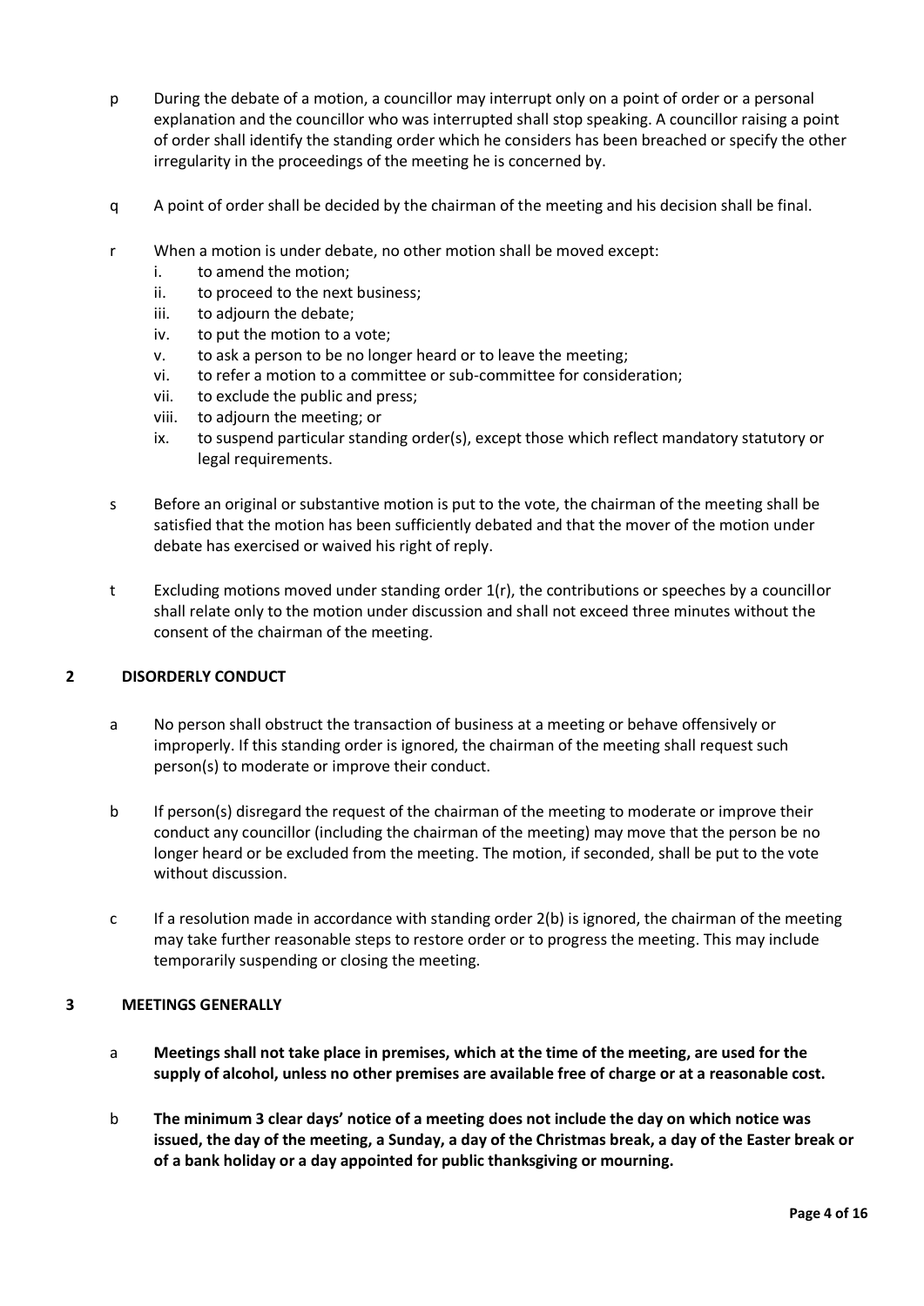p During the debate of a motion, a councillor may interrupt only on a point of order or a personal explanation and the councillor who was interrupted shall stop speaking. A councillor raising a point of order shall identify the standing order which he considers has been breached or specify the other irregularity in the proceedings of the meeting he is concerned by.

q A point of order shall be decided by the chairman of the meeting and his decision shall be final.

r When a motion is under debate, no other motion shall be moved except:

   i. to amend the motion;
   ii. to proceed to the next business;
   iii. to adjourn the debate;
   iv. to put the motion to a vote;
   v. to ask a person to be no longer heard or to leave the meeting;
   vi. to refer a motion to a committee or sub-committee for consideration;
   vii. to exclude the public and press;
   viii. to adjourn the meeting; or
   ix. to suspend particular standing order(s), except those which reflect mandatory statutory or legal requirements.

s Before an original or substantive motion is put to the vote, the chairman of the meeting shall be satisfied that the motion has been sufficiently debated and that the mover of the motion under debate has exercised or waived his right of reply.

t Excluding motions moved under standing order 1(r), the contributions or speeches by a councillor shall relate only to the motion under discussion and shall not exceed three minutes without the consent of the chairman of the meeting.

## 2 DISORDERLY CONDUCT

a No person shall obstruct the transaction of business at a meeting or behave offensively or improperly. If this standing order is ignored, the chairman of the meeting shall request such person(s) to moderate or improve their conduct.

b If person(s) disregard the request of the chairman of the meeting to moderate or improve their conduct any councillor (including the chairman of the meeting) may move that the person be no longer heard or be excluded from the meeting. The motion, if seconded, shall be put to the vote without discussion.

c If a resolution made in accordance with standing order 2(b) is ignored, the chairman of the meeting may take further reasonable steps to restore order or to progress the meeting. This may include temporarily suspending or closing the meeting.

## 3 MEETINGS GENERALLY

a **Meetings shall not take place in premises, which at the time of the meeting, are used for the supply of alcohol, unless no other premises are available free of charge or at a reasonable cost.**

b **The minimum 3 clear days' notice of a meeting does not include the day on which notice was issued, the day of the meeting, a Sunday, a day of the Christmas break, a day of the Easter break or of a bank holiday or a day appointed for public thanksgiving or mourning.**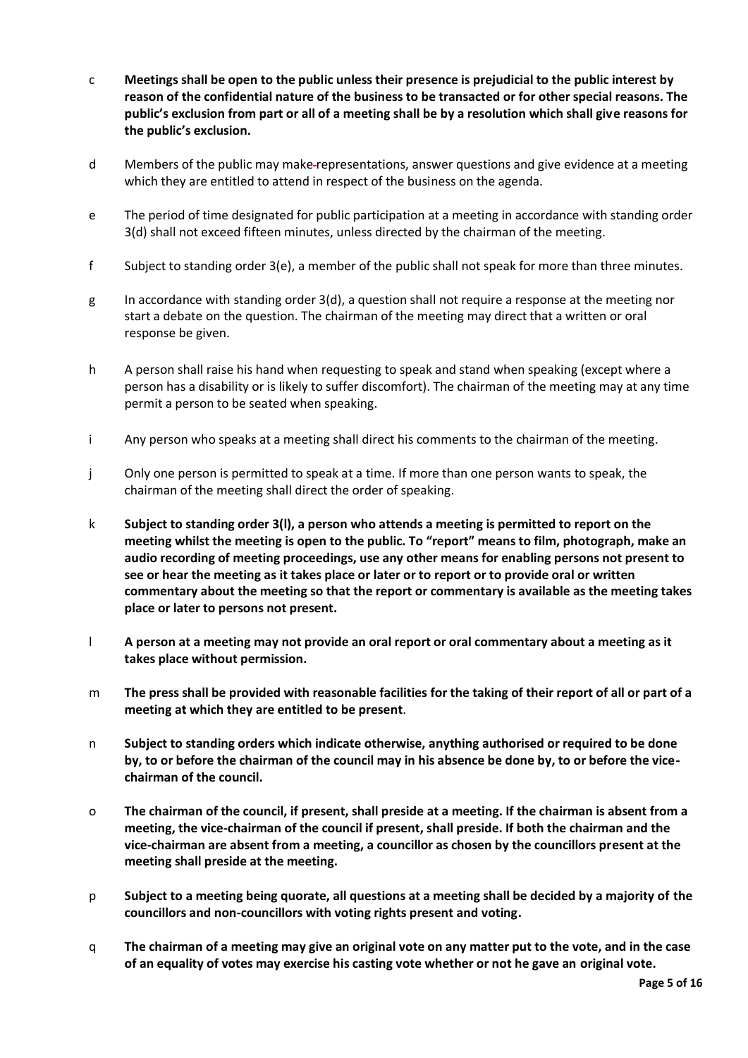c **Meetings shall be open to the public unless their presence is prejudicial to the public interest by reason of the confidential nature of the business to be transacted or for other special reasons. The public's exclusion from part or all of a meeting shall be by a resolution which shall give reasons for the public's exclusion.**

d Members of the public may make representations, answer questions and give evidence at a meeting which they are entitled to attend in respect of the business on the agenda.

e The period of time designated for public participation at a meeting in accordance with standing order 3(d) shall not exceed fifteen minutes, unless directed by the chairman of the meeting.

f Subject to standing order 3(e), a member of the public shall not speak for more than three minutes.

g In accordance with standing order 3(d), a question shall not require a response at the meeting nor start a debate on the question. The chairman of the meeting may direct that a written or oral response be given.

h A person shall raise his hand when requesting to speak and stand when speaking (except where a person has a disability or is likely to suffer discomfort). The chairman of the meeting may at any time permit a person to be seated when speaking.

i Any person who speaks at a meeting shall direct his comments to the chairman of the meeting.

j Only one person is permitted to speak at a time. If more than one person wants to speak, the chairman of the meeting shall direct the order of speaking.

k **Subject to standing order 3(l), a person who attends a meeting is permitted to report on the meeting whilst the meeting is open to the public. To "report" means to film, photograph, make an audio recording of meeting proceedings, use any other means for enabling persons not present to see or hear the meeting as it takes place or later or to report or to provide oral or written commentary about the meeting so that the report or commentary is available as the meeting takes place or later to persons not present.**

l **A person at a meeting may not provide an oral report or oral commentary about a meeting as it takes place without permission.**

m **The press shall be provided with reasonable facilities for the taking of their report of all or part of a meeting at which they are entitled to be present**.

n **Subject to standing orders which indicate otherwise, anything authorised or required to be done by, to or before the chairman of the council may in his absence be done by, to or before the vice-chairman of the council.**

o **The chairman of the council, if present, shall preside at a meeting. If the chairman is absent from a meeting, the vice-chairman of the council if present, shall preside. If both the chairman and the vice-chairman are absent from a meeting, a councillor as chosen by the councillors present at the meeting shall preside at the meeting.**

p **Subject to a meeting being quorate, all questions at a meeting shall be decided by a majority of the councillors and non-councillors with voting rights present and voting.**

q **The chairman of a meeting may give an original vote on any matter put to the vote, and in the case of an equality of votes may exercise his casting vote whether or not he gave an original vote.**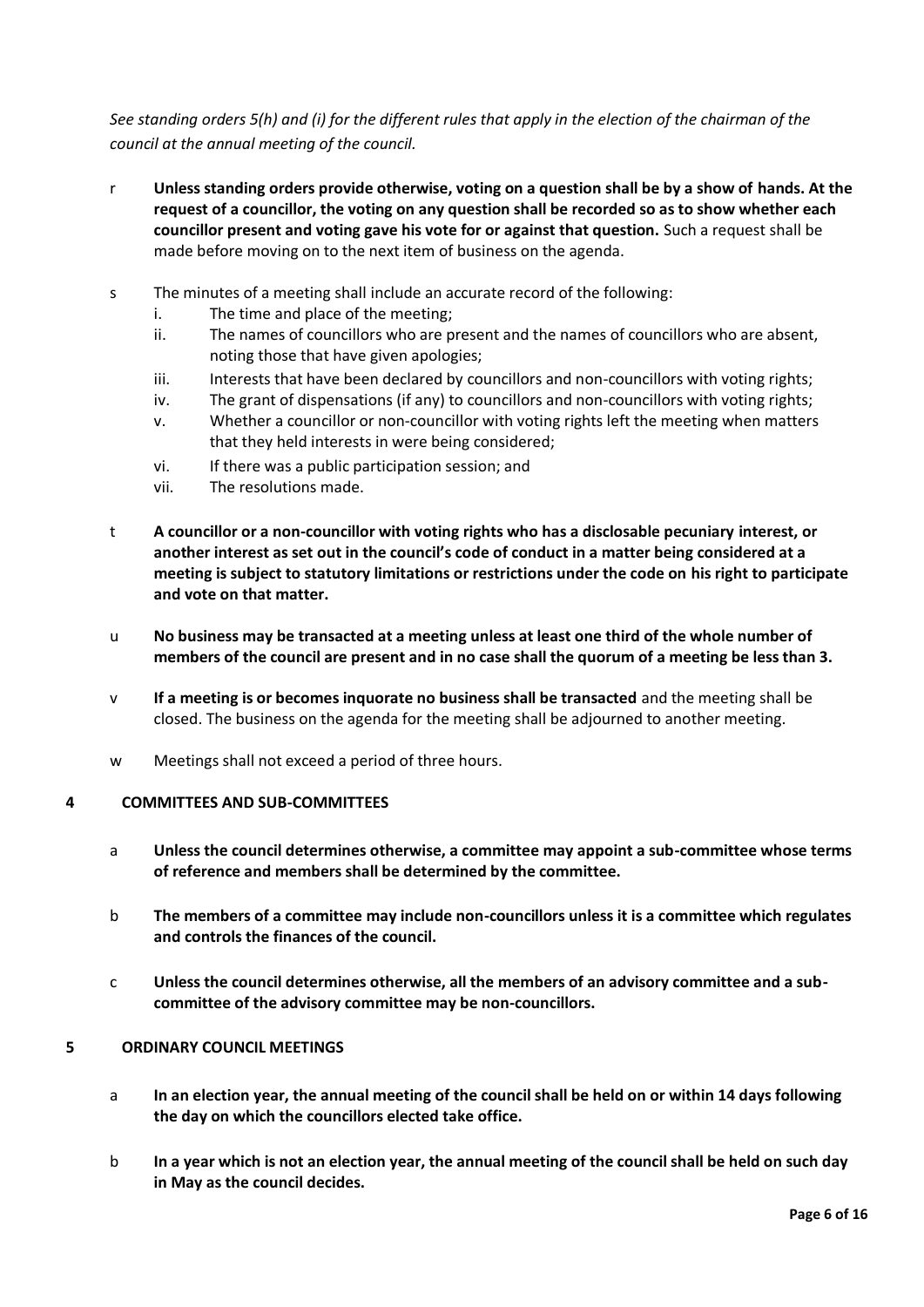*See standing orders 5(h) and (i) for the different rules that apply in the election of the chairman of the council at the annual meeting of the council.*

r **Unless standing orders provide otherwise, voting on a question shall be by a show of hands. At the request of a councillor, the voting on any question shall be recorded so as to show whether each councillor present and voting gave his vote for or against that question.** Such a request shall be made before moving on to the next item of business on the agenda.

s The minutes of a meeting shall include an accurate record of the following:

   i. The time and place of the meeting;
   ii. The names of councillors who are present and the names of councillors who are absent, noting those that have given apologies;
   iii. Interests that have been declared by councillors and non-councillors with voting rights;
   iv. The grant of dispensations (if any) to councillors and non-councillors with voting rights;
   v. Whether a councillor or non-councillor with voting rights left the meeting when matters that they held interests in were being considered;
   vi. If there was a public participation session; and
   vii. The resolutions made.

t **A councillor or a non-councillor with voting rights who has a disclosable pecuniary interest, or another interest as set out in the council's code of conduct in a matter being considered at a meeting is subject to statutory limitations or restrictions under the code on his right to participate and vote on that matter.**

u **No business may be transacted at a meeting unless at least one third of the whole number of members of the council are present and in no case shall the quorum of a meeting be less than 3.**

v **If a meeting is or becomes inquorate no business shall be transacted** and the meeting shall be closed. The business on the agenda for the meeting shall be adjourned to another meeting.

w Meetings shall not exceed a period of three hours.

## 4 COMMITTEES AND SUB-COMMITTEES

a **Unless the council determines otherwise, a committee may appoint a sub-committee whose terms of reference and members shall be determined by the committee.**

b **The members of a committee may include non-councillors unless it is a committee which regulates and controls the finances of the council.**

c **Unless the council determines otherwise, all the members of an advisory committee and a sub-committee of the advisory committee may be non-councillors.**

## 5 ORDINARY COUNCIL MEETINGS

a **In an election year, the annual meeting of the council shall be held on or within 14 days following the day on which the councillors elected take office.**

b **In a year which is not an election year, the annual meeting of the council shall be held on such day in May as the council decides.**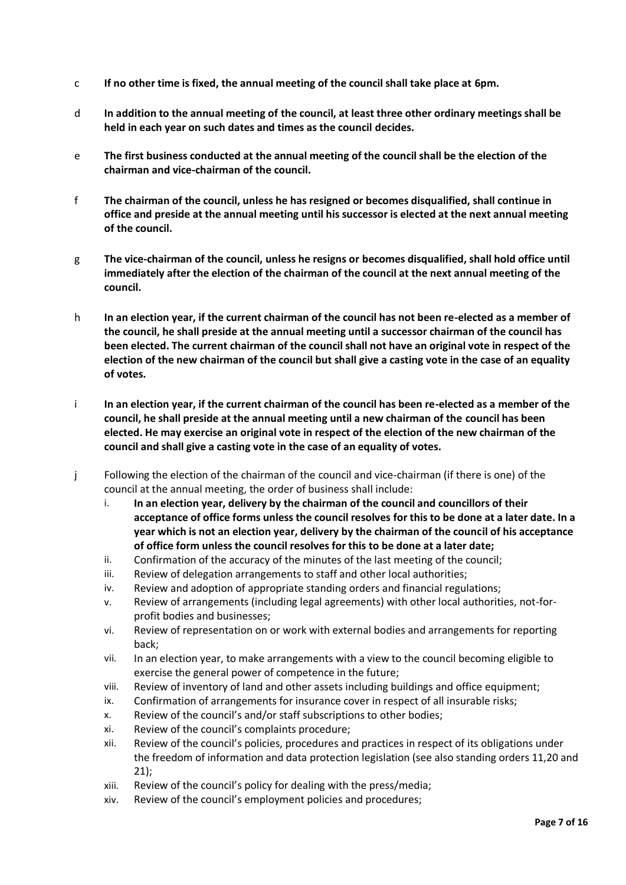c **If no other time is fixed, the annual meeting of the council shall take place at 6pm.**

d **In addition to the annual meeting of the council, at least three other ordinary meetings shall be held in each year on such dates and times as the council decides.**

e **The first business conducted at the annual meeting of the council shall be the election of the chairman and vice-chairman of the council.**

f **The chairman of the council, unless he has resigned or becomes disqualified, shall continue in office and preside at the annual meeting until his successor is elected at the next annual meeting of the council.**

g **The vice-chairman of the council, unless he resigns or becomes disqualified, shall hold office until immediately after the election of the chairman of the council at the next annual meeting of the council.**

h **In an election year, if the current chairman of the council has not been re-elected as a member of the council, he shall preside at the annual meeting until a successor chairman of the council has been elected. The current chairman of the council shall not have an original vote in respect of the election of the new chairman of the council but shall give a casting vote in the case of an equality of votes.**

i **In an election year, if the current chairman of the council has been re-elected as a member of the council, he shall preside at the annual meeting until a new chairman of the council has been elected. He may exercise an original vote in respect of the election of the new chairman of the council and shall give a casting vote in the case of an equality of votes.**

j Following the election of the chairman of the council and vice-chairman (if there is one) of the council at the annual meeting, the order of business shall include:

i. **In an election year, delivery by the chairman of the council and councillors of their acceptance of office forms unless the council resolves for this to be done at a later date. In a year which is not an election year, delivery by the chairman of the council of his acceptance of office form unless the council resolves for this to be done at a later date;**

ii. Confirmation of the accuracy of the minutes of the last meeting of the council;

iii. Review of delegation arrangements to staff and other local authorities;

iv. Review and adoption of appropriate standing orders and financial regulations;

v. Review of arrangements (including legal agreements) with other local authorities, not-for-profit bodies and businesses;

vi. Review of representation on or work with external bodies and arrangements for reporting back;

vii. In an election year, to make arrangements with a view to the council becoming eligible to exercise the general power of competence in the future;

viii. Review of inventory of land and other assets including buildings and office equipment;

ix. Confirmation of arrangements for insurance cover in respect of all insurable risks;

x. Review of the council's and/or staff subscriptions to other bodies;

xi. Review of the council's complaints procedure;

xii. Review of the council's policies, procedures and practices in respect of its obligations under the freedom of information and data protection legislation (see also standing orders 11,20 and 21);

xiii. Review of the council's policy for dealing with the press/media;

xiv. Review of the council's employment policies and procedures;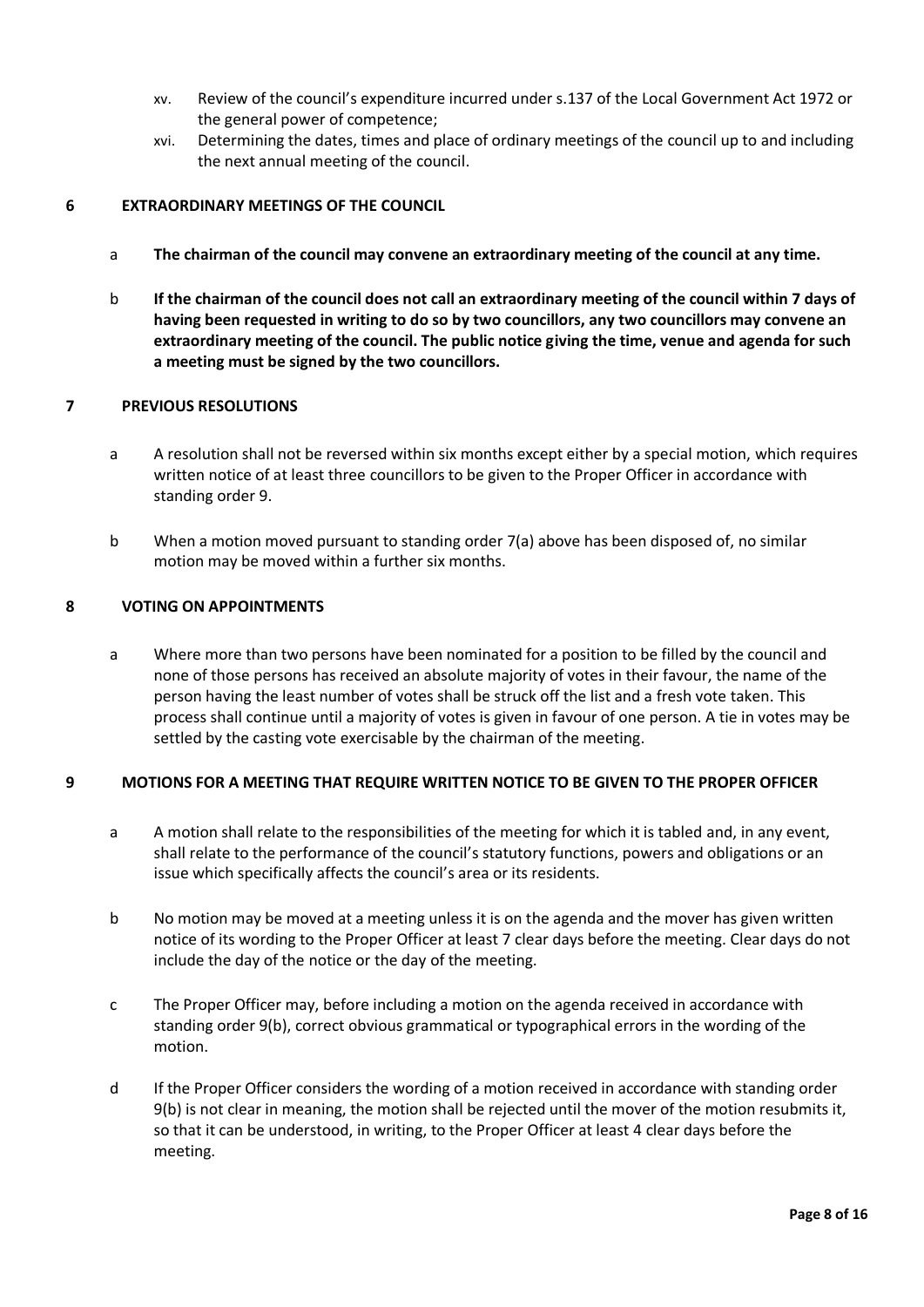xv. Review of the council's expenditure incurred under s.137 of the Local Government Act 1972 or the general power of competence;

xvi. Determining the dates, times and place of ordinary meetings of the council up to and including the next annual meeting of the council.

## 6 EXTRAORDINARY MEETINGS OF THE COUNCIL

a **The chairman of the council may convene an extraordinary meeting of the council at any time.**

b **If the chairman of the council does not call an extraordinary meeting of the council within 7 days of having been requested in writing to do so by two councillors, any two councillors may convene an extraordinary meeting of the council. The public notice giving the time, venue and agenda for such a meeting must be signed by the two councillors.**

## 7 PREVIOUS RESOLUTIONS

a A resolution shall not be reversed within six months except either by a special motion, which requires written notice of at least three councillors to be given to the Proper Officer in accordance with standing order 9.

b When a motion moved pursuant to standing order 7(a) above has been disposed of, no similar motion may be moved within a further six months.

## 8 VOTING ON APPOINTMENTS

a Where more than two persons have been nominated for a position to be filled by the council and none of those persons has received an absolute majority of votes in their favour, the name of the person having the least number of votes shall be struck off the list and a fresh vote taken. This process shall continue until a majority of votes is given in favour of one person. A tie in votes may be settled by the casting vote exercisable by the chairman of the meeting.

## 9 MOTIONS FOR A MEETING THAT REQUIRE WRITTEN NOTICE TO BE GIVEN TO THE PROPER OFFICER

a A motion shall relate to the responsibilities of the meeting for which it is tabled and, in any event, shall relate to the performance of the council's statutory functions, powers and obligations or an issue which specifically affects the council's area or its residents.

b No motion may be moved at a meeting unless it is on the agenda and the mover has given written notice of its wording to the Proper Officer at least 7 clear days before the meeting. Clear days do not include the day of the notice or the day of the meeting.

c The Proper Officer may, before including a motion on the agenda received in accordance with standing order 9(b), correct obvious grammatical or typographical errors in the wording of the motion.

d If the Proper Officer considers the wording of a motion received in accordance with standing order 9(b) is not clear in meaning, the motion shall be rejected until the mover of the motion resubmits it, so that it can be understood, in writing, to the Proper Officer at least 4 clear days before the meeting.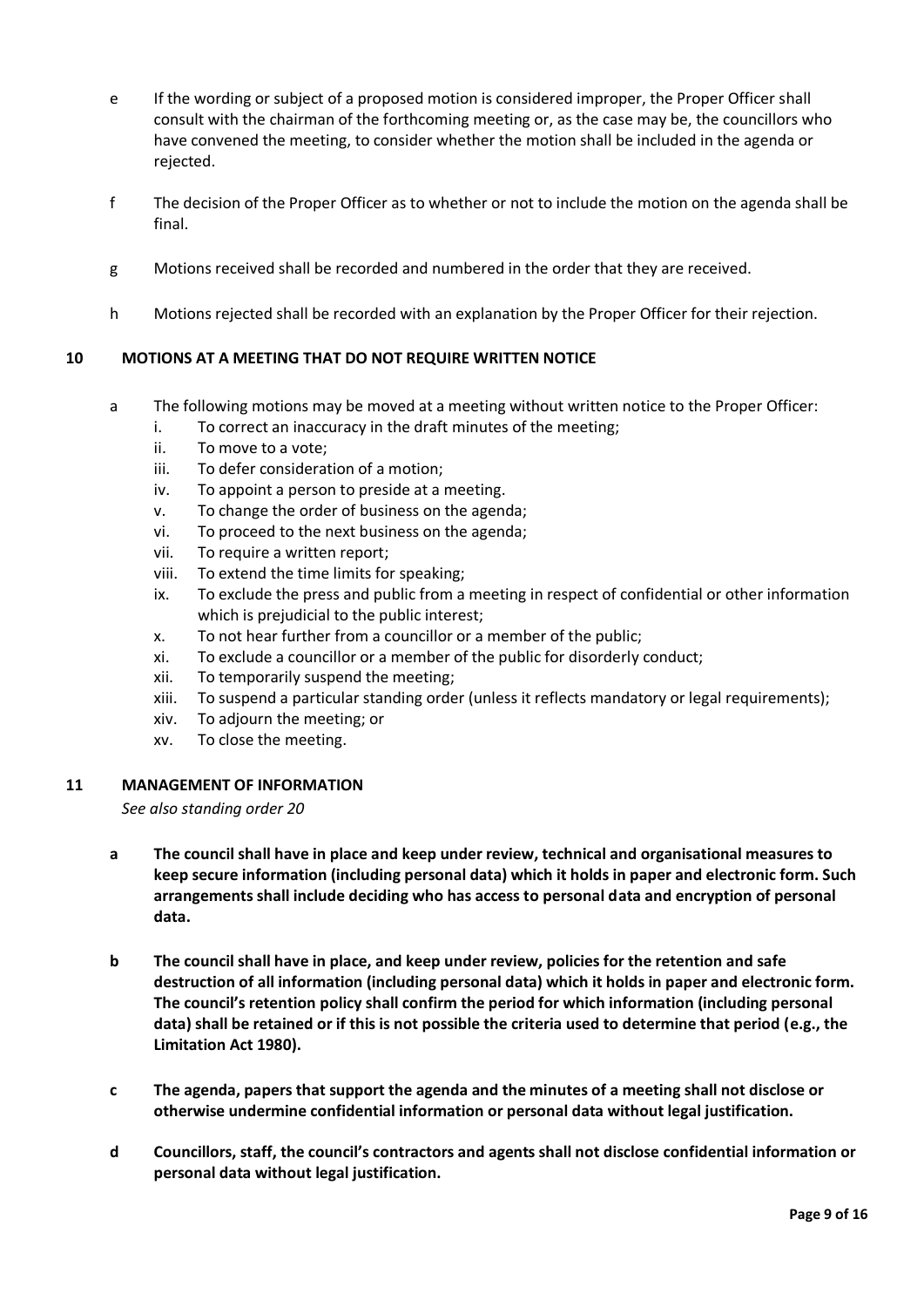e If the wording or subject of a proposed motion is considered improper, the Proper Officer shall consult with the chairman of the forthcoming meeting or, as the case may be, the councillors who have convened the meeting, to consider whether the motion shall be included in the agenda or rejected.

f The decision of the Proper Officer as to whether or not to include the motion on the agenda shall be final.

g Motions received shall be recorded and numbered in the order that they are received.

h Motions rejected shall be recorded with an explanation by the Proper Officer for their rejection.

## 10 MOTIONS AT A MEETING THAT DO NOT REQUIRE WRITTEN NOTICE

a The following motions may be moved at a meeting without written notice to the Proper Officer:

i. To correct an inaccuracy in the draft minutes of the meeting;
ii. To move to a vote;
iii. To defer consideration of a motion;
iv. To appoint a person to preside at a meeting.
v. To change the order of business on the agenda;
vi. To proceed to the next business on the agenda;
vii. To require a written report;
viii. To extend the time limits for speaking;
ix. To exclude the press and public from a meeting in respect of confidential or other information which is prejudicial to the public interest;
x. To not hear further from a councillor or a member of the public;
xi. To exclude a councillor or a member of the public for disorderly conduct;
xii. To temporarily suspend the meeting;
xiii. To suspend a particular standing order (unless it reflects mandatory or legal requirements);
xiv. To adjourn the meeting; or
xv. To close the meeting.

## 11 MANAGEMENT OF INFORMATION

*See also standing order 20*

**a The council shall have in place and keep under review, technical and organisational measures to keep secure information (including personal data) which it holds in paper and electronic form. Such arrangements shall include deciding who has access to personal data and encryption of personal data.**

**b The council shall have in place, and keep under review, policies for the retention and safe destruction of all information (including personal data) which it holds in paper and electronic form. The council's retention policy shall confirm the period for which information (including personal data) shall be retained or if this is not possible the criteria used to determine that period (e.g., the Limitation Act 1980).**

**c The agenda, papers that support the agenda and the minutes of a meeting shall not disclose or otherwise undermine confidential information or personal data without legal justification.**

**d Councillors, staff, the council's contractors and agents shall not disclose confidential information or personal data without legal justification.**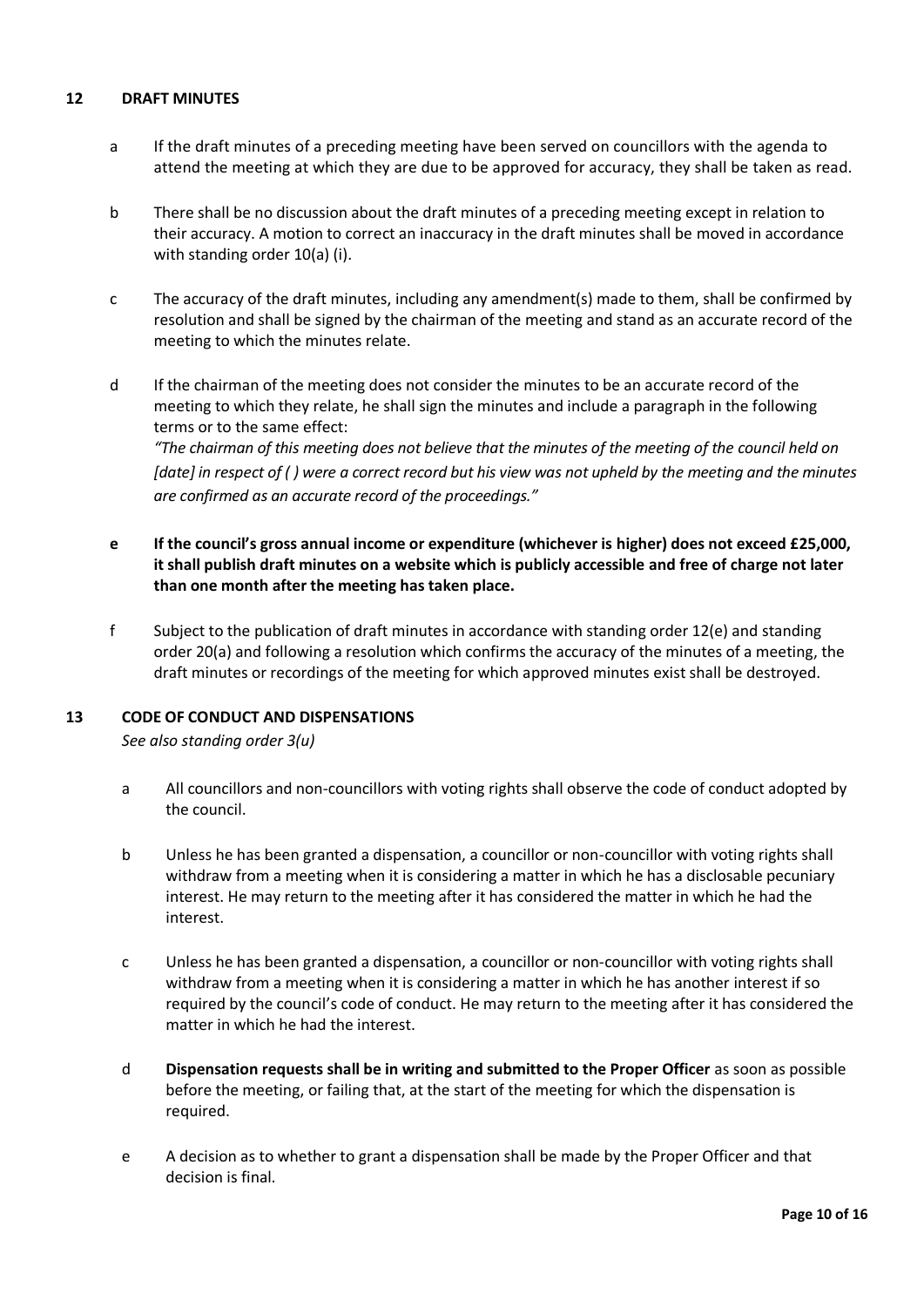## 12 DRAFT MINUTES

a If the draft minutes of a preceding meeting have been served on councillors with the agenda to attend the meeting at which they are due to be approved for accuracy, they shall be taken as read.

b There shall be no discussion about the draft minutes of a preceding meeting except in relation to their accuracy. A motion to correct an inaccuracy in the draft minutes shall be moved in accordance with standing order 10(a) (i).

c The accuracy of the draft minutes, including any amendment(s) made to them, shall be confirmed by resolution and shall be signed by the chairman of the meeting and stand as an accurate record of the meeting to which the minutes relate.

d If the chairman of the meeting does not consider the minutes to be an accurate record of the meeting to which they relate, he shall sign the minutes and include a paragraph in the following terms or to the same effect:
*"The chairman of this meeting does not believe that the minutes of the meeting of the council held on [date] in respect of ( ) were a correct record but his view was not upheld by the meeting and the minutes are confirmed as an accurate record of the proceedings."*

**e If the council's gross annual income or expenditure (whichever is higher) does not exceed £25,000, it shall publish draft minutes on a website which is publicly accessible and free of charge not later than one month after the meeting has taken place.**

f Subject to the publication of draft minutes in accordance with standing order 12(e) and standing order 20(a) and following a resolution which confirms the accuracy of the minutes of a meeting, the draft minutes or recordings of the meeting for which approved minutes exist shall be destroyed.

## 13 CODE OF CONDUCT AND DISPENSATIONS

*See also standing order 3(u)*

a All councillors and non-councillors with voting rights shall observe the code of conduct adopted by the council.

b Unless he has been granted a dispensation, a councillor or non-councillor with voting rights shall withdraw from a meeting when it is considering a matter in which he has a disclosable pecuniary interest. He may return to the meeting after it has considered the matter in which he had the interest.

c Unless he has been granted a dispensation, a councillor or non-councillor with voting rights shall withdraw from a meeting when it is considering a matter in which he has another interest if so required by the council's code of conduct. He may return to the meeting after it has considered the matter in which he had the interest.

d **Dispensation requests shall be in writing and submitted to the Proper Officer** as soon as possible before the meeting, or failing that, at the start of the meeting for which the dispensation is required.

e A decision as to whether to grant a dispensation shall be made by the Proper Officer and that decision is final.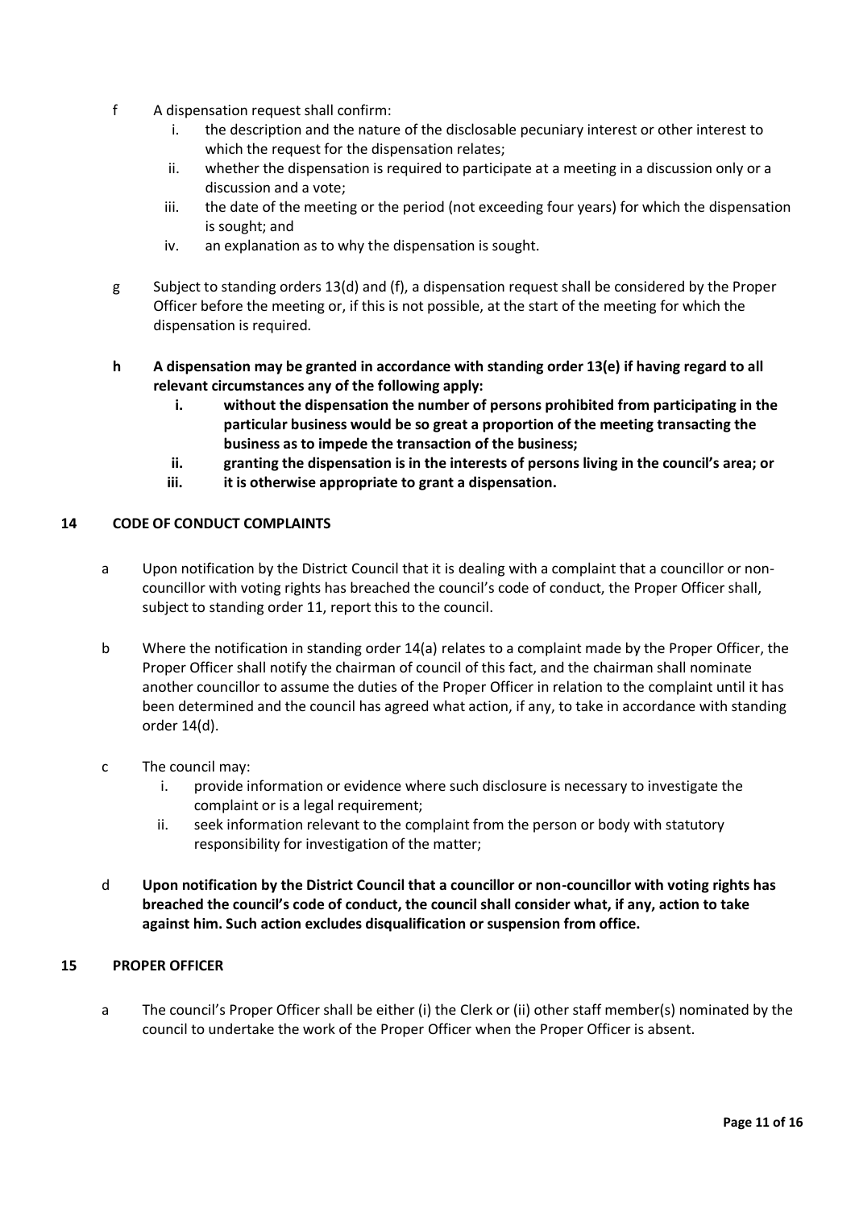f A dispensation request shall confirm:

   i. the description and the nature of the disclosable pecuniary interest or other interest to which the request for the dispensation relates;
   ii. whether the dispensation is required to participate at a meeting in a discussion only or a discussion and a vote;
   iii. the date of the meeting or the period (not exceeding four years) for which the dispensation is sought; and
   iv. an explanation as to why the dispensation is sought.

g Subject to standing orders 13(d) and (f), a dispensation request shall be considered by the Proper Officer before the meeting or, if this is not possible, at the start of the meeting for which the dispensation is required.

**h A dispensation may be granted in accordance with standing order 13(e) if having regard to all relevant circumstances any of the following apply:**

   **i. without the dispensation the number of persons prohibited from participating in the particular business would be so great a proportion of the meeting transacting the business as to impede the transaction of the business;**
   **ii. granting the dispensation is in the interests of persons living in the council's area; or**
   **iii. it is otherwise appropriate to grant a dispensation.**

## 14 CODE OF CONDUCT COMPLAINTS

a Upon notification by the District Council that it is dealing with a complaint that a councillor or non-councillor with voting rights has breached the council's code of conduct, the Proper Officer shall, subject to standing order 11, report this to the council.

b Where the notification in standing order 14(a) relates to a complaint made by the Proper Officer, the Proper Officer shall notify the chairman of council of this fact, and the chairman shall nominate another councillor to assume the duties of the Proper Officer in relation to the complaint until it has been determined and the council has agreed what action, if any, to take in accordance with standing order 14(d).

c The council may:

   i. provide information or evidence where such disclosure is necessary to investigate the complaint or is a legal requirement;
   ii. seek information relevant to the complaint from the person or body with statutory responsibility for investigation of the matter;

d **Upon notification by the District Council that a councillor or non-councillor with voting rights has breached the council's code of conduct, the council shall consider what, if any, action to take against him. Such action excludes disqualification or suspension from office.**

## 15 PROPER OFFICER

a The council's Proper Officer shall be either (i) the Clerk or (ii) other staff member(s) nominated by the council to undertake the work of the Proper Officer when the Proper Officer is absent.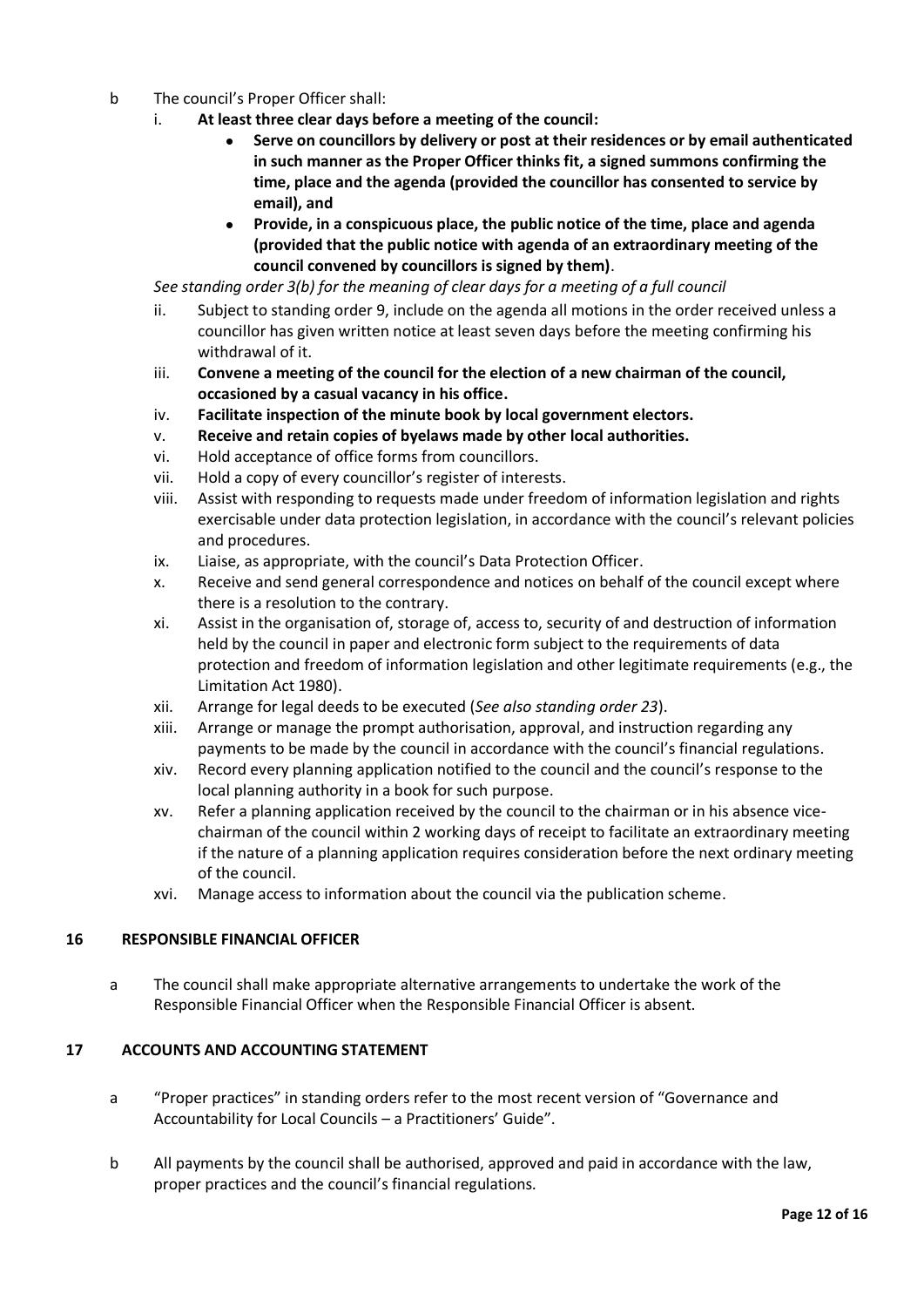b The council's Proper Officer shall:

i. **At least three clear days before a meeting of the council:**
   - **Serve on councillors by delivery or post at their residences or by email authenticated in such manner as the Proper Officer thinks fit, a signed summons confirming the time, place and the agenda (provided the councillor has consented to service by email), and**
   - **Provide, in a conspicuous place, the public notice of the time, place and agenda (provided that the public notice with agenda of an extraordinary meeting of the council convened by councillors is signed by them)**.

*See standing order 3(b) for the meaning of clear days for a meeting of a full council*

ii. Subject to standing order 9, include on the agenda all motions in the order received unless a councillor has given written notice at least seven days before the meeting confirming his withdrawal of it.

iii. **Convene a meeting of the council for the election of a new chairman of the council, occasioned by a casual vacancy in his office.**

iv. **Facilitate inspection of the minute book by local government electors.**

v. **Receive and retain copies of byelaws made by other local authorities.**

vi. Hold acceptance of office forms from councillors.

vii. Hold a copy of every councillor's register of interests.

viii. Assist with responding to requests made under freedom of information legislation and rights exercisable under data protection legislation, in accordance with the council's relevant policies and procedures.

ix. Liaise, as appropriate, with the council's Data Protection Officer.

x. Receive and send general correspondence and notices on behalf of the council except where there is a resolution to the contrary.

xi. Assist in the organisation of, storage of, access to, security of and destruction of information held by the council in paper and electronic form subject to the requirements of data protection and freedom of information legislation and other legitimate requirements (e.g., the Limitation Act 1980).

xii. Arrange for legal deeds to be executed (*See also standing order 23*).

xiii. Arrange or manage the prompt authorisation, approval, and instruction regarding any payments to be made by the council in accordance with the council's financial regulations.

xiv. Record every planning application notified to the council and the council's response to the local planning authority in a book for such purpose.

xv. Refer a planning application received by the council to the chairman or in his absence vice-chairman of the council within 2 working days of receipt to facilitate an extraordinary meeting if the nature of a planning application requires consideration before the next ordinary meeting of the council.

xvi. Manage access to information about the council via the publication scheme.

## 16 RESPONSIBLE FINANCIAL OFFICER

a The council shall make appropriate alternative arrangements to undertake the work of the Responsible Financial Officer when the Responsible Financial Officer is absent.

## 17 ACCOUNTS AND ACCOUNTING STATEMENT

a "Proper practices" in standing orders refer to the most recent version of "Governance and Accountability for Local Councils – a Practitioners' Guide".

b All payments by the council shall be authorised, approved and paid in accordance with the law, proper practices and the council's financial regulations.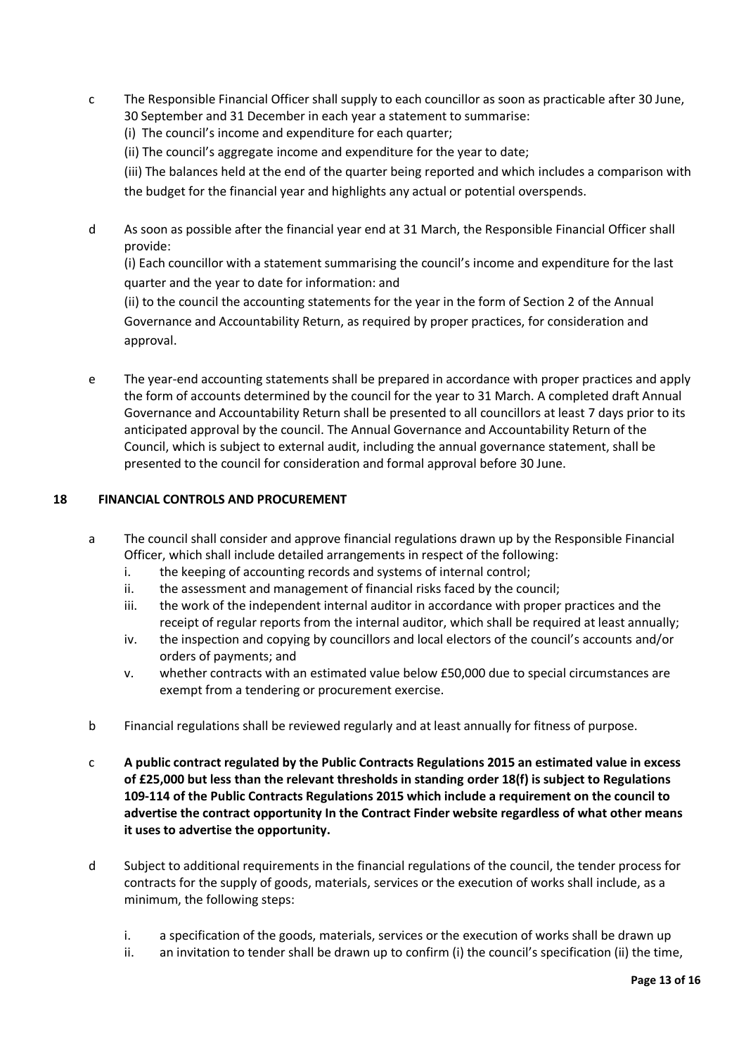c The Responsible Financial Officer shall supply to each councillor as soon as practicable after 30 June, 30 September and 31 December in each year a statement to summarise:

(i) The council's income and expenditure for each quarter;

(ii) The council's aggregate income and expenditure for the year to date;

(iii) The balances held at the end of the quarter being reported and which includes a comparison with the budget for the financial year and highlights any actual or potential overspends.

d As soon as possible after the financial year end at 31 March, the Responsible Financial Officer shall provide:

(i) Each councillor with a statement summarising the council's income and expenditure for the last quarter and the year to date for information: and

(ii) to the council the accounting statements for the year in the form of Section 2 of the Annual Governance and Accountability Return, as required by proper practices, for consideration and approval.

e The year-end accounting statements shall be prepared in accordance with proper practices and apply the form of accounts determined by the council for the year to 31 March. A completed draft Annual Governance and Accountability Return shall be presented to all councillors at least 7 days prior to its anticipated approval by the council. The Annual Governance and Accountability Return of the Council, which is subject to external audit, including the annual governance statement, shall be presented to the council for consideration and formal approval before 30 June.

## 18 FINANCIAL CONTROLS AND PROCUREMENT

a The council shall consider and approve financial regulations drawn up by the Responsible Financial Officer, which shall include detailed arrangements in respect of the following:

i. the keeping of accounting records and systems of internal control;
ii. the assessment and management of financial risks faced by the council;
iii. the work of the independent internal auditor in accordance with proper practices and the receipt of regular reports from the internal auditor, which shall be required at least annually;
iv. the inspection and copying by councillors and local electors of the council's accounts and/or orders of payments; and
v. whether contracts with an estimated value below £50,000 due to special circumstances are exempt from a tendering or procurement exercise.

b Financial regulations shall be reviewed regularly and at least annually for fitness of purpose.

c **A public contract regulated by the Public Contracts Regulations 2015 an estimated value in excess of £25,000 but less than the relevant thresholds in standing order 18(f) is subject to Regulations 109-114 of the Public Contracts Regulations 2015 which include a requirement on the council to advertise the contract opportunity In the Contract Finder website regardless of what other means it uses to advertise the opportunity.**

d Subject to additional requirements in the financial regulations of the council, the tender process for contracts for the supply of goods, materials, services or the execution of works shall include, as a minimum, the following steps:

i. a specification of the goods, materials, services or the execution of works shall be drawn up
ii. an invitation to tender shall be drawn up to confirm (i) the council's specification (ii) the time,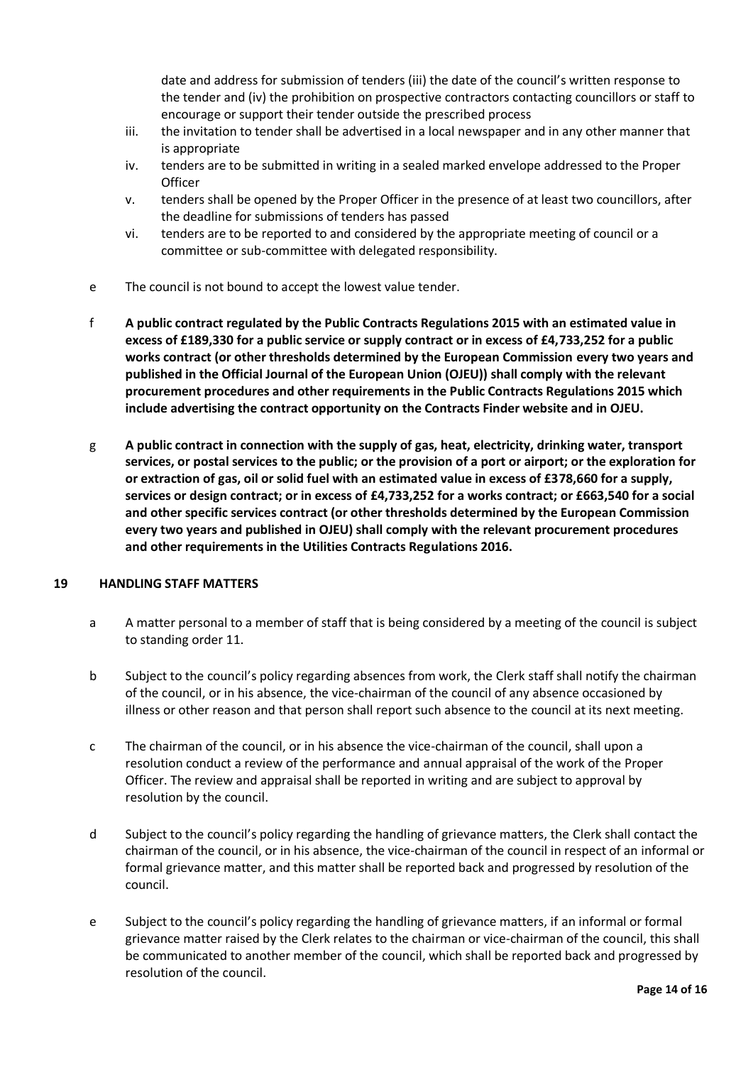date and address for submission of tenders (iii) the date of the council's written response to the tender and (iv) the prohibition on prospective contractors contacting councillors or staff to encourage or support their tender outside the prescribed process

iii. the invitation to tender shall be advertised in a local newspaper and in any other manner that is appropriate

iv. tenders are to be submitted in writing in a sealed marked envelope addressed to the Proper Officer

v. tenders shall be opened by the Proper Officer in the presence of at least two councillors, after the deadline for submissions of tenders has passed

vi. tenders are to be reported to and considered by the appropriate meeting of council or a committee or sub-committee with delegated responsibility.

e The council is not bound to accept the lowest value tender.

f **A public contract regulated by the Public Contracts Regulations 2015 with an estimated value in excess of £189,330 for a public service or supply contract or in excess of £4,733,252 for a public works contract (or other thresholds determined by the European Commission every two years and published in the Official Journal of the European Union (OJEU)) shall comply with the relevant procurement procedures and other requirements in the Public Contracts Regulations 2015 which include advertising the contract opportunity on the Contracts Finder website and in OJEU.**

g **A public contract in connection with the supply of gas, heat, electricity, drinking water, transport services, or postal services to the public; or the provision of a port or airport; or the exploration for or extraction of gas, oil or solid fuel with an estimated value in excess of £378,660 for a supply, services or design contract; or in excess of £4,733,252 for a works contract; or £663,540 for a social and other specific services contract (or other thresholds determined by the European Commission every two years and published in OJEU) shall comply with the relevant procurement procedures and other requirements in the Utilities Contracts Regulations 2016.**

## 19 HANDLING STAFF MATTERS

a A matter personal to a member of staff that is being considered by a meeting of the council is subject to standing order 11.

b Subject to the council's policy regarding absences from work, the Clerk staff shall notify the chairman of the council, or in his absence, the vice-chairman of the council of any absence occasioned by illness or other reason and that person shall report such absence to the council at its next meeting.

c The chairman of the council, or in his absence the vice-chairman of the council, shall upon a resolution conduct a review of the performance and annual appraisal of the work of the Proper Officer. The review and appraisal shall be reported in writing and are subject to approval by resolution by the council.

d Subject to the council's policy regarding the handling of grievance matters, the Clerk shall contact the chairman of the council, or in his absence, the vice-chairman of the council in respect of an informal or formal grievance matter, and this matter shall be reported back and progressed by resolution of the council.

e Subject to the council's policy regarding the handling of grievance matters, if an informal or formal grievance matter raised by the Clerk relates to the chairman or vice-chairman of the council, this shall be communicated to another member of the council, which shall be reported back and progressed by resolution of the council.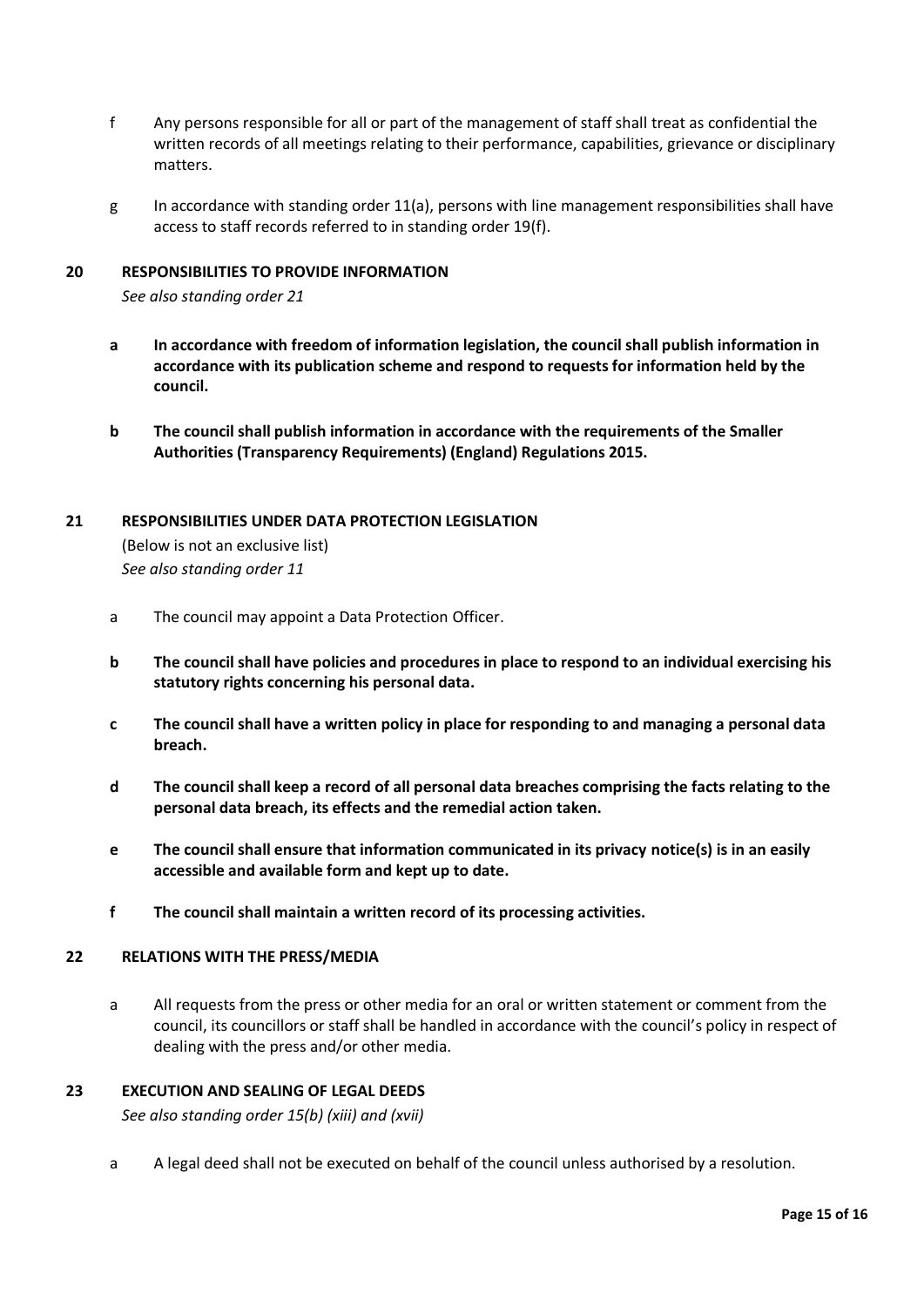f Any persons responsible for all or part of the management of staff shall treat as confidential the written records of all meetings relating to their performance, capabilities, grievance or disciplinary matters.

g In accordance with standing order 11(a), persons with line management responsibilities shall have access to staff records referred to in standing order 19(f).

## 20 RESPONSIBILITIES TO PROVIDE INFORMATION

*See also standing order 21*

**a In accordance with freedom of information legislation, the council shall publish information in accordance with its publication scheme and respond to requests for information held by the council.**

**b The council shall publish information in accordance with the requirements of the Smaller Authorities (Transparency Requirements) (England) Regulations 2015.**

## 21 RESPONSIBILITIES UNDER DATA PROTECTION LEGISLATION

(Below is not an exclusive list)
*See also standing order 11*

a The council may appoint a Data Protection Officer.

**b The council shall have policies and procedures in place to respond to an individual exercising his statutory rights concerning his personal data.**

**c The council shall have a written policy in place for responding to and managing a personal data breach.**

**d The council shall keep a record of all personal data breaches comprising the facts relating to the personal data breach, its effects and the remedial action taken.**

**e The council shall ensure that information communicated in its privacy notice(s) is in an easily accessible and available form and kept up to date.**

**f The council shall maintain a written record of its processing activities.**

## 22 RELATIONS WITH THE PRESS/MEDIA

a All requests from the press or other media for an oral or written statement or comment from the council, its councillors or staff shall be handled in accordance with the council's policy in respect of dealing with the press and/or other media.

## 23 EXECUTION AND SEALING OF LEGAL DEEDS

*See also standing order 15(b) (xiii) and (xvii)*

a A legal deed shall not be executed on behalf of the council unless authorised by a resolution.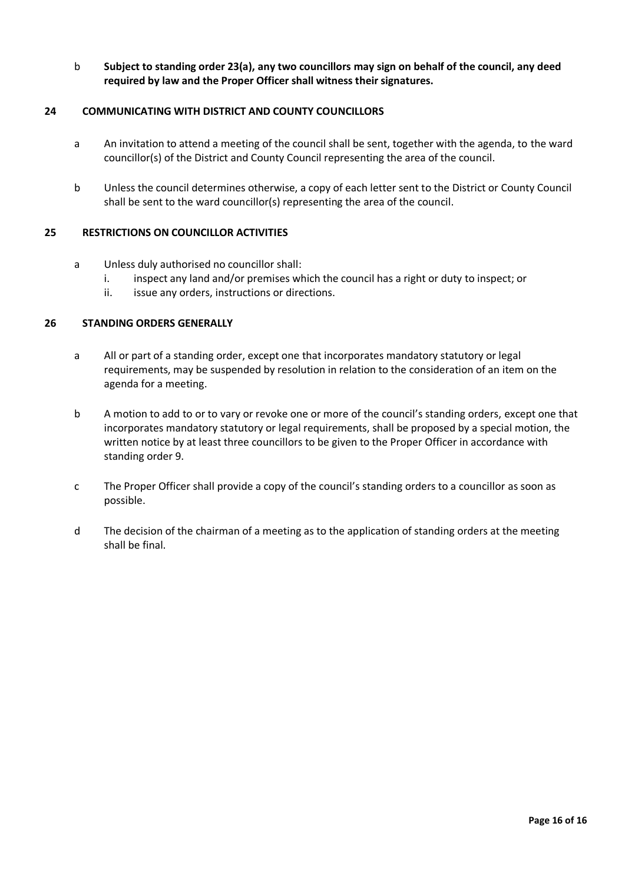b **Subject to standing order 23(a), any two councillors may sign on behalf of the council, any deed required by law and the Proper Officer shall witness their signatures.**

## 24 COMMUNICATING WITH DISTRICT AND COUNTY COUNCILLORS

a An invitation to attend a meeting of the council shall be sent, together with the agenda, to the ward councillor(s) of the District and County Council representing the area of the council.

b Unless the council determines otherwise, a copy of each letter sent to the District or County Council shall be sent to the ward councillor(s) representing the area of the council.

## 25 RESTRICTIONS ON COUNCILLOR ACTIVITIES

a Unless duly authorised no councillor shall:
   i. inspect any land and/or premises which the council has a right or duty to inspect; or
   ii. issue any orders, instructions or directions.

## 26 STANDING ORDERS GENERALLY

a All or part of a standing order, except one that incorporates mandatory statutory or legal requirements, may be suspended by resolution in relation to the consideration of an item on the agenda for a meeting.

b A motion to add to or to vary or revoke one or more of the council's standing orders, except one that incorporates mandatory statutory or legal requirements, shall be proposed by a special motion, the written notice by at least three councillors to be given to the Proper Officer in accordance with standing order 9.

c The Proper Officer shall provide a copy of the council's standing orders to a councillor as soon as possible.

d The decision of the chairman of a meeting as to the application of standing orders at the meeting shall be final.